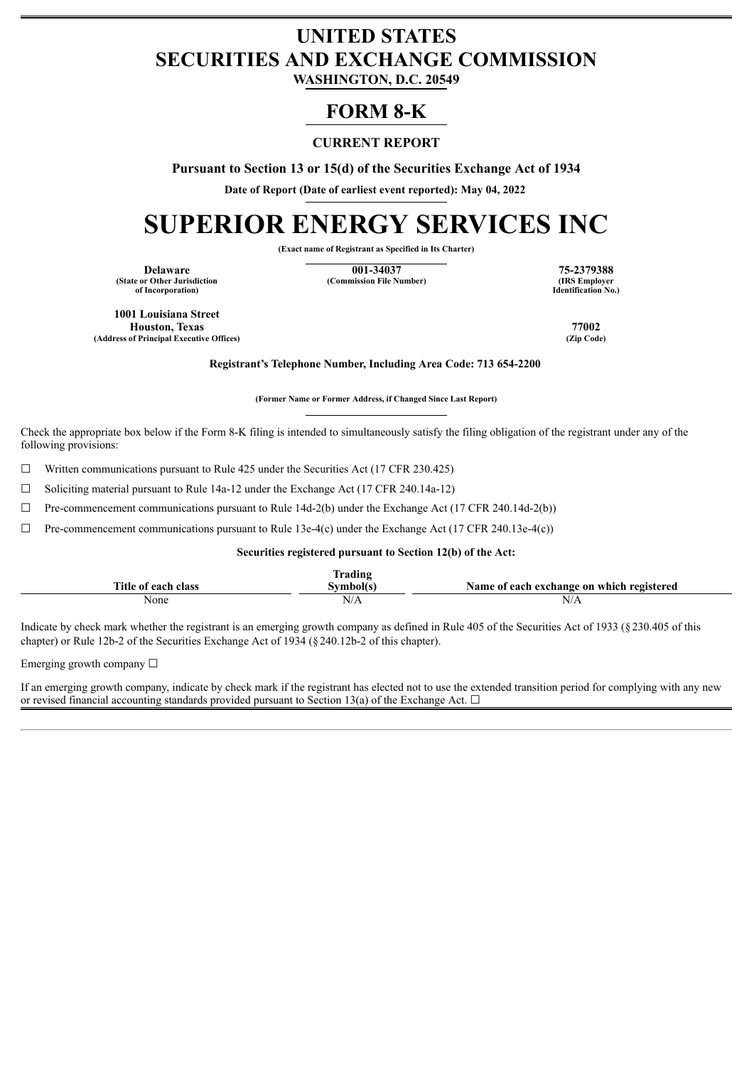# UNITED STATES SECURITIES AND EXCHANGE COMMISSION

**WASHINGTON, D.C. 20549**

# FORM 8-K

**CURRENT REPORT**

**Pursuant to Section 13 or 15(d) of the Securities Exchange Act of 1934**

**Date of Report (Date of earliest event reported): May 04, 2022**

# SUPERIOR ENERGY SERVICES INC

**(Exact name of Registrant as Specified in Its Charter)**

| **Delaware** | **001-34037** | **75-2379388** |
|---|---|---|
| **(State or Other Jurisdiction of Incorporation)** | **(Commission File Number)** | **(IRS Employer Identification No.)** |

| **1001 Louisiana Street Houston, Texas** | **77002** |
|---|---|
| **(Address of Principal Executive Offices)** | **(Zip Code)** |

**Registrant's Telephone Number, Including Area Code: 713 654-2200**

**(Former Name or Former Address, if Changed Since Last Report)**

Check the appropriate box below if the Form 8-K filing is intended to simultaneously satisfy the filing obligation of the registrant under any of the following provisions:

☐ Written communications pursuant to Rule 425 under the Securities Act (17 CFR 230.425)

☐ Soliciting material pursuant to Rule 14a-12 under the Exchange Act (17 CFR 240.14a-12)

☐ Pre-commencement communications pursuant to Rule 14d-2(b) under the Exchange Act (17 CFR 240.14d-2(b))

☐ Pre-commencement communications pursuant to Rule 13e-4(c) under the Exchange Act (17 CFR 240.13e-4(c))

**Securities registered pursuant to Section 12(b) of the Act:**

| Title of each class | Trading Symbol(s) | Name of each exchange on which registered |
|---|---|---|
| None | N/A | N/A |

Indicate by check mark whether the registrant is an emerging growth company as defined in Rule 405 of the Securities Act of 1933 (§230.405 of this chapter) or Rule 12b-2 of the Securities Exchange Act of 1934 (§240.12b-2 of this chapter).

Emerging growth company ☐

If an emerging growth company, indicate by check mark if the registrant has elected not to use the extended transition period for complying with any new or revised financial accounting standards provided pursuant to Section 13(a) of the Exchange Act. ☐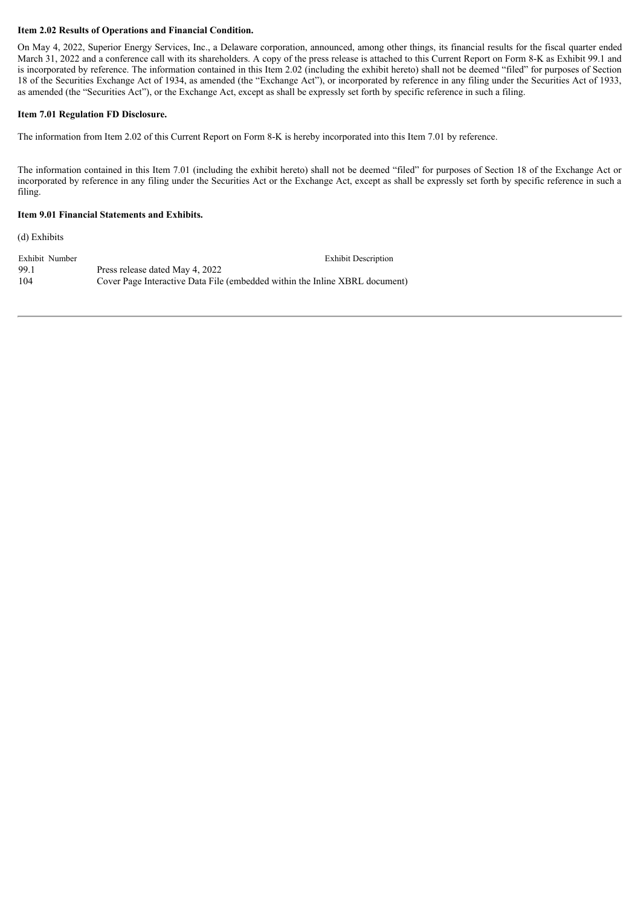**Item 2.02 Results of Operations and Financial Condition.**

On May 4, 2022, Superior Energy Services, Inc., a Delaware corporation, announced, among other things, its financial results for the fiscal quarter ended March 31, 2022 and a conference call with its shareholders. A copy of the press release is attached to this Current Report on Form 8-K as Exhibit 99.1 and is incorporated by reference. The information contained in this Item 2.02 (including the exhibit hereto) shall not be deemed "filed" for purposes of Section 18 of the Securities Exchange Act of 1934, as amended (the "Exchange Act"), or incorporated by reference in any filing under the Securities Act of 1933, as amended (the "Securities Act"), or the Exchange Act, except as shall be expressly set forth by specific reference in such a filing.

**Item 7.01 Regulation FD Disclosure.**

The information from Item 2.02 of this Current Report on Form 8-K is hereby incorporated into this Item 7.01 by reference.

The information contained in this Item 7.01 (including the exhibit hereto) shall not be deemed "filed" for purposes of Section 18 of the Exchange Act or incorporated by reference in any filing under the Securities Act or the Exchange Act, except as shall be expressly set forth by specific reference in such a filing.

**Item 9.01 Financial Statements and Exhibits.**

(d) Exhibits

| Exhibit Number | Exhibit Description |
| --- | --- |
| 99.1 | Press release dated May 4, 2022 |
| 104 | Cover Page Interactive Data File (embedded within the Inline XBRL document) |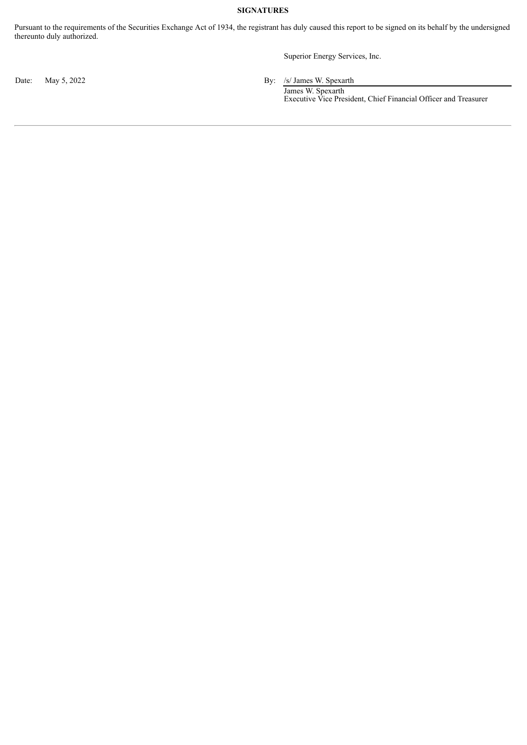**SIGNATURES**

Pursuant to the requirements of the Securities Exchange Act of 1934, the registrant has duly caused this report to be signed on its behalf by the undersigned thereunto duly authorized.

Superior Energy Services, Inc.

Date: May 5, 2022

By: /s/ James W. Spexarth
James W. Spexarth
Executive Vice President, Chief Financial Officer and Treasurer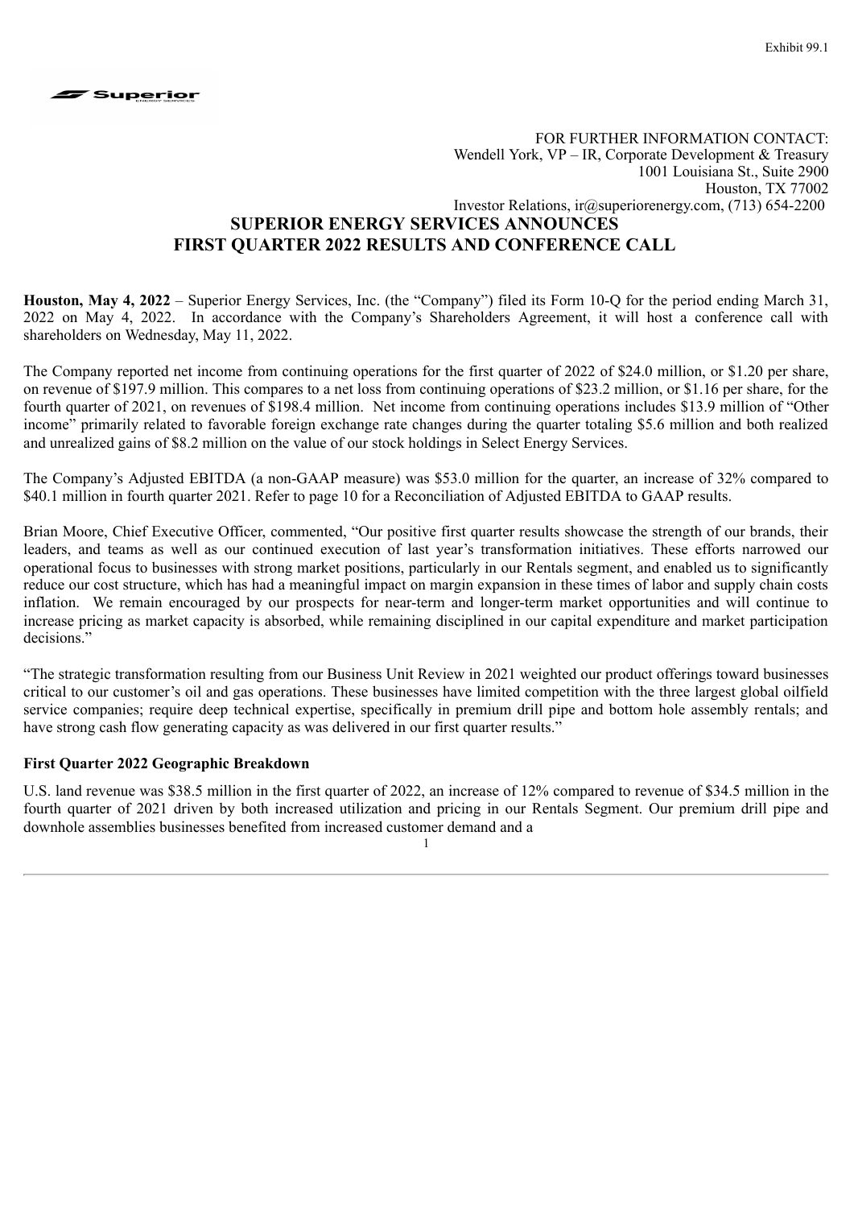Exhibit 99.1

FOR FURTHER INFORMATION CONTACT:
Wendell York, VP – IR, Corporate Development & Treasury
1001 Louisiana St., Suite 2900
Houston, TX 77002
Investor Relations, ir@superiorenergy.com, (713) 654-2200

# SUPERIOR ENERGY SERVICES ANNOUNCES FIRST QUARTER 2022 RESULTS AND CONFERENCE CALL

**Houston, May 4, 2022** – Superior Energy Services, Inc. (the "Company") filed its Form 10-Q for the period ending March 31, 2022 on May 4, 2022. In accordance with the Company's Shareholders Agreement, it will host a conference call with shareholders on Wednesday, May 11, 2022.

The Company reported net income from continuing operations for the first quarter of 2022 of $24.0 million, or $1.20 per share, on revenue of $197.9 million. This compares to a net loss from continuing operations of $23.2 million, or $1.16 per share, for the fourth quarter of 2021, on revenues of $198.4 million. Net income from continuing operations includes $13.9 million of "Other income" primarily related to favorable foreign exchange rate changes during the quarter totaling $5.6 million and both realized and unrealized gains of $8.2 million on the value of our stock holdings in Select Energy Services.

The Company's Adjusted EBITDA (a non-GAAP measure) was $53.0 million for the quarter, an increase of 32% compared to $40.1 million in fourth quarter 2021. Refer to page 10 for a Reconciliation of Adjusted EBITDA to GAAP results.

Brian Moore, Chief Executive Officer, commented, "Our positive first quarter results showcase the strength of our brands, their leaders, and teams as well as our continued execution of last year's transformation initiatives. These efforts narrowed our operational focus to businesses with strong market positions, particularly in our Rentals segment, and enabled us to significantly reduce our cost structure, which has had a meaningful impact on margin expansion in these times of labor and supply chain costs inflation. We remain encouraged by our prospects for near-term and longer-term market opportunities and will continue to increase pricing as market capacity is absorbed, while remaining disciplined in our capital expenditure and market participation decisions."

"The strategic transformation resulting from our Business Unit Review in 2021 weighted our product offerings toward businesses critical to our customer's oil and gas operations. These businesses have limited competition with the three largest global oilfield service companies; require deep technical expertise, specifically in premium drill pipe and bottom hole assembly rentals; and have strong cash flow generating capacity as was delivered in our first quarter results."

### First Quarter 2022 Geographic Breakdown

U.S. land revenue was $38.5 million in the first quarter of 2022, an increase of 12% compared to revenue of $34.5 million in the fourth quarter of 2021 driven by both increased utilization and pricing in our Rentals Segment. Our premium drill pipe and downhole assemblies businesses benefited from increased customer demand and a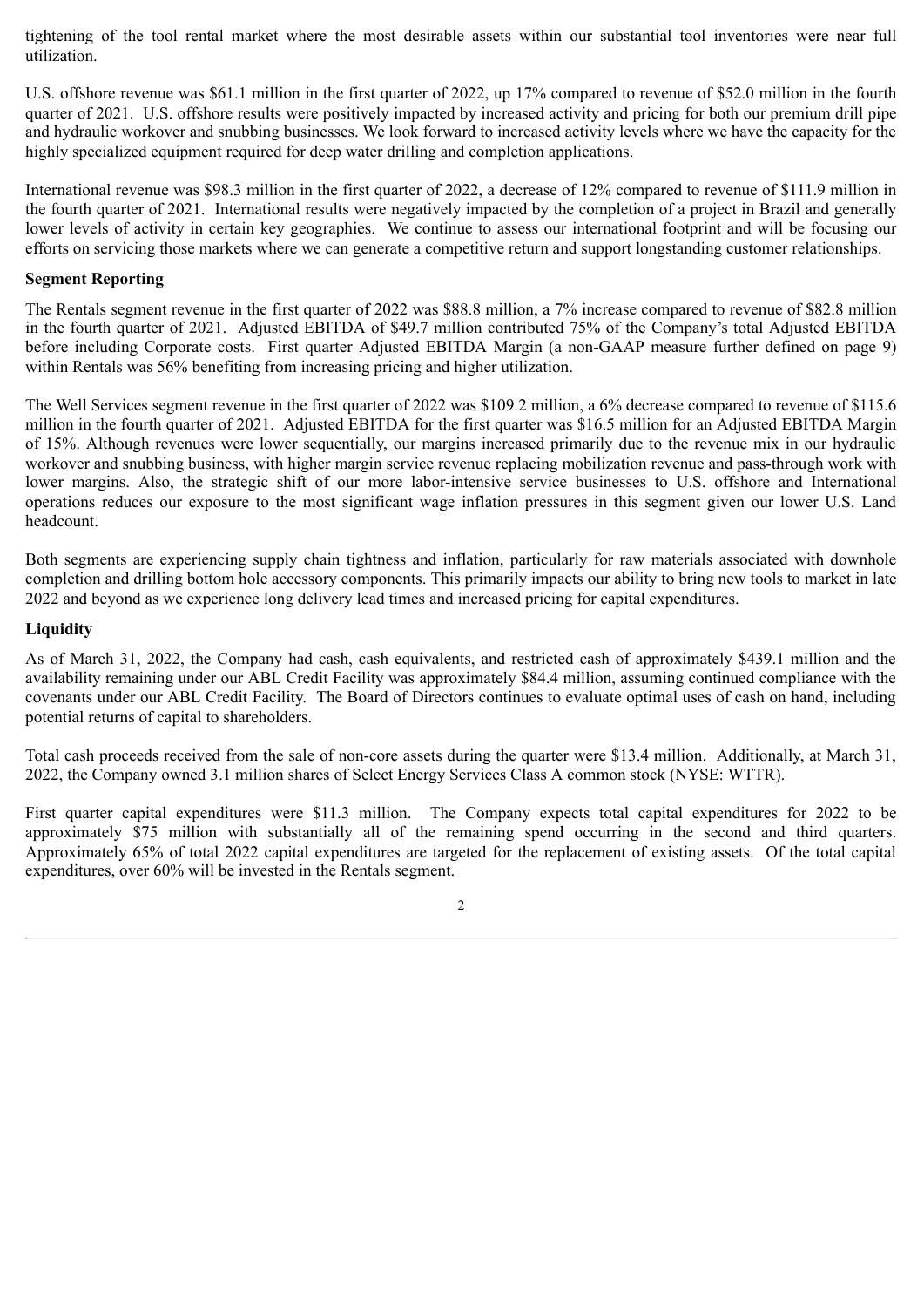tightening of the tool rental market where the most desirable assets within our substantial tool inventories were near full utilization.

U.S. offshore revenue was $61.1 million in the first quarter of 2022, up 17% compared to revenue of $52.0 million in the fourth quarter of 2021. U.S. offshore results were positively impacted by increased activity and pricing for both our premium drill pipe and hydraulic workover and snubbing businesses. We look forward to increased activity levels where we have the capacity for the highly specialized equipment required for deep water drilling and completion applications.

International revenue was $98.3 million in the first quarter of 2022, a decrease of 12% compared to revenue of $111.9 million in the fourth quarter of 2021. International results were negatively impacted by the completion of a project in Brazil and generally lower levels of activity in certain key geographies. We continue to assess our international footprint and will be focusing our efforts on servicing those markets where we can generate a competitive return and support longstanding customer relationships.

**Segment Reporting**

The Rentals segment revenue in the first quarter of 2022 was $88.8 million, a 7% increase compared to revenue of $82.8 million in the fourth quarter of 2021. Adjusted EBITDA of $49.7 million contributed 75% of the Company's total Adjusted EBITDA before including Corporate costs. First quarter Adjusted EBITDA Margin (a non-GAAP measure further defined on page 9) within Rentals was 56% benefiting from increasing pricing and higher utilization.

The Well Services segment revenue in the first quarter of 2022 was $109.2 million, a 6% decrease compared to revenue of $115.6 million in the fourth quarter of 2021. Adjusted EBITDA for the first quarter was $16.5 million for an Adjusted EBITDA Margin of 15%. Although revenues were lower sequentially, our margins increased primarily due to the revenue mix in our hydraulic workover and snubbing business, with higher margin service revenue replacing mobilization revenue and pass-through work with lower margins. Also, the strategic shift of our more labor-intensive service businesses to U.S. offshore and International operations reduces our exposure to the most significant wage inflation pressures in this segment given our lower U.S. Land headcount.

Both segments are experiencing supply chain tightness and inflation, particularly for raw materials associated with downhole completion and drilling bottom hole accessory components. This primarily impacts our ability to bring new tools to market in late 2022 and beyond as we experience long delivery lead times and increased pricing for capital expenditures.

**Liquidity**

As of March 31, 2022, the Company had cash, cash equivalents, and restricted cash of approximately $439.1 million and the availability remaining under our ABL Credit Facility was approximately $84.4 million, assuming continued compliance with the covenants under our ABL Credit Facility. The Board of Directors continues to evaluate optimal uses of cash on hand, including potential returns of capital to shareholders.

Total cash proceeds received from the sale of non-core assets during the quarter were $13.4 million. Additionally, at March 31, 2022, the Company owned 3.1 million shares of Select Energy Services Class A common stock (NYSE: WTTR).

First quarter capital expenditures were $11.3 million. The Company expects total capital expenditures for 2022 to be approximately $75 million with substantially all of the remaining spend occurring in the second and third quarters. Approximately 65% of total 2022 capital expenditures are targeted for the replacement of existing assets. Of the total capital expenditures, over 60% will be invested in the Rentals segment.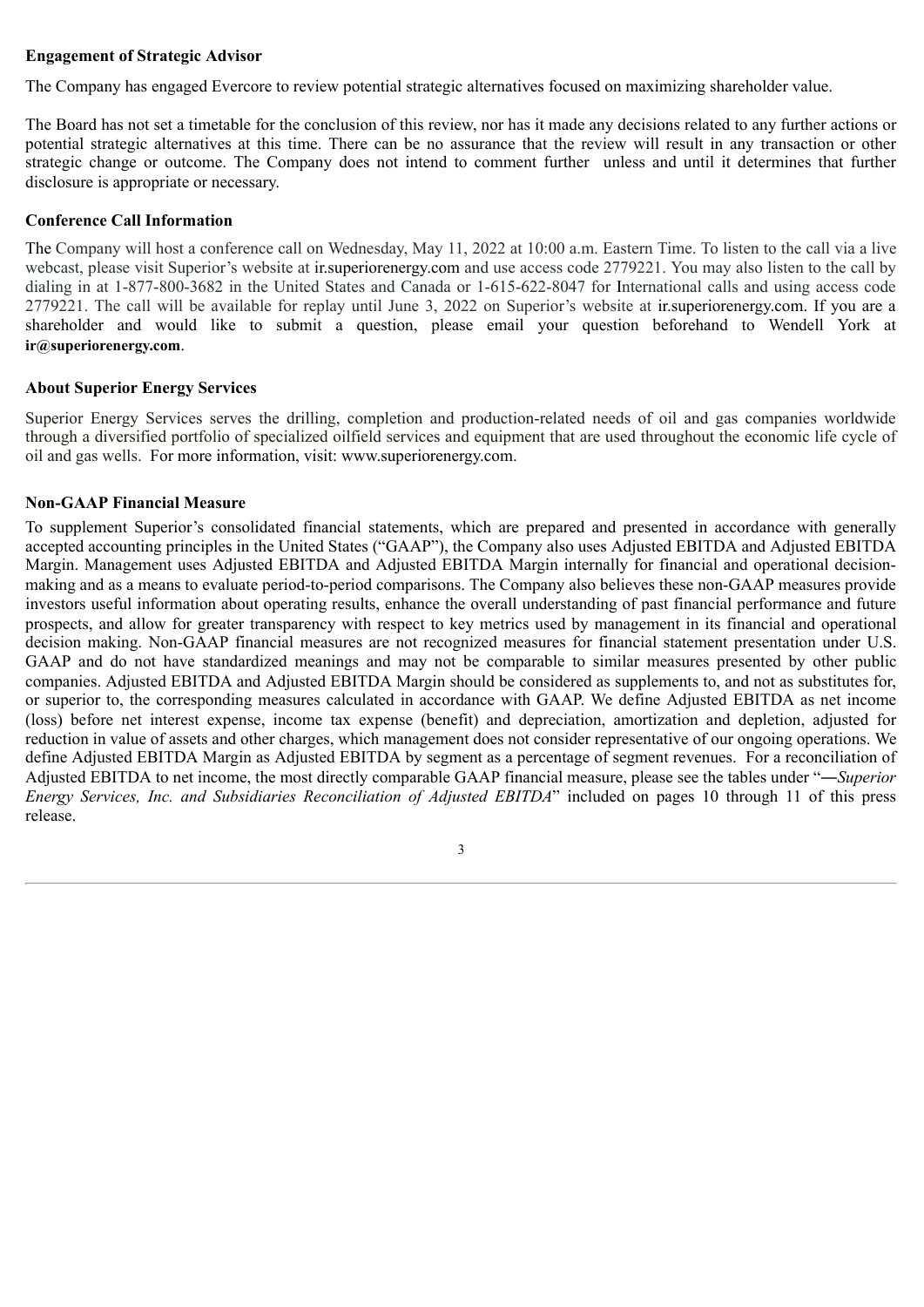**Engagement of Strategic Advisor**

The Company has engaged Evercore to review potential strategic alternatives focused on maximizing shareholder value.

The Board has not set a timetable for the conclusion of this review, nor has it made any decisions related to any further actions or potential strategic alternatives at this time. There can be no assurance that the review will result in any transaction or other strategic change or outcome. The Company does not intend to comment further unless and until it determines that further disclosure is appropriate or necessary.

**Conference Call Information**

The Company will host a conference call on Wednesday, May 11, 2022 at 10:00 a.m. Eastern Time. To listen to the call via a live webcast, please visit Superior's website at ir.superiorenergy.com and use access code 2779221. You may also listen to the call by dialing in at 1-877-800-3682 in the United States and Canada or 1-615-622-8047 for International calls and using access code 2779221. The call will be available for replay until June 3, 2022 on Superior's website at ir.superiorenergy.com. If you are a shareholder and would like to submit a question, please email your question beforehand to Wendell York at **ir@superiorenergy.com**.

**About Superior Energy Services**

Superior Energy Services serves the drilling, completion and production-related needs of oil and gas companies worldwide through a diversified portfolio of specialized oilfield services and equipment that are used throughout the economic life cycle of oil and gas wells. For more information, visit: www.superiorenergy.com.

**Non-GAAP Financial Measure**

To supplement Superior's consolidated financial statements, which are prepared and presented in accordance with generally accepted accounting principles in the United States ("GAAP"), the Company also uses Adjusted EBITDA and Adjusted EBITDA Margin. Management uses Adjusted EBITDA and Adjusted EBITDA Margin internally for financial and operational decision-making and as a means to evaluate period-to-period comparisons. The Company also believes these non-GAAP measures provide investors useful information about operating results, enhance the overall understanding of past financial performance and future prospects, and allow for greater transparency with respect to key metrics used by management in its financial and operational decision making. Non-GAAP financial measures are not recognized measures for financial statement presentation under U.S. GAAP and do not have standardized meanings and may not be comparable to similar measures presented by other public companies. Adjusted EBITDA and Adjusted EBITDA Margin should be considered as supplements to, and not as substitutes for, or superior to, the corresponding measures calculated in accordance with GAAP. We define Adjusted EBITDA as net income (loss) before net interest expense, income tax expense (benefit) and depreciation, amortization and depletion, adjusted for reduction in value of assets and other charges, which management does not consider representative of our ongoing operations. We define Adjusted EBITDA Margin as Adjusted EBITDA by segment as a percentage of segment revenues. For a reconciliation of Adjusted EBITDA to net income, the most directly comparable GAAP financial measure, please see the tables under "—*Superior Energy Services, Inc. and Subsidiaries Reconciliation of Adjusted EBITDA*" included on pages 10 through 11 of this press release.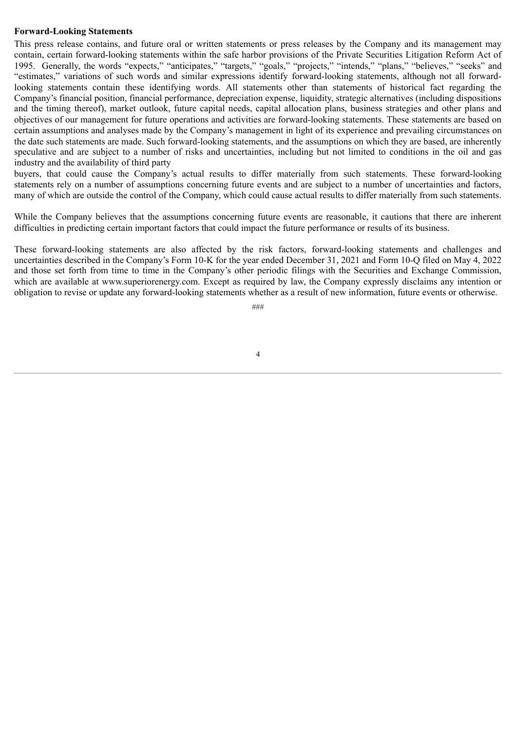**Forward-Looking Statements**

This press release contains, and future oral or written statements or press releases by the Company and its management may contain, certain forward-looking statements within the safe harbor provisions of the Private Securities Litigation Reform Act of 1995. Generally, the words "expects," "anticipates," "targets," "goals," "projects," "intends," "plans," "believes," "seeks" and "estimates," variations of such words and similar expressions identify forward-looking statements, although not all forward-looking statements contain these identifying words. All statements other than statements of historical fact regarding the Company's financial position, financial performance, depreciation expense, liquidity, strategic alternatives (including dispositions and the timing thereof), market outlook, future capital needs, capital allocation plans, business strategies and other plans and objectives of our management for future operations and activities are forward-looking statements. These statements are based on certain assumptions and analyses made by the Company's management in light of its experience and prevailing circumstances on the date such statements are made. Such forward-looking statements, and the assumptions on which they are based, are inherently speculative and are subject to a number of risks and uncertainties, including but not limited to conditions in the oil and gas industry and the availability of third party buyers, that could cause the Company's actual results to differ materially from such statements. These forward-looking statements rely on a number of assumptions concerning future events and are subject to a number of uncertainties and factors, many of which are outside the control of the Company, which could cause actual results to differ materially from such statements.

While the Company believes that the assumptions concerning future events are reasonable, it cautions that there are inherent difficulties in predicting certain important factors that could impact the future performance or results of its business.

These forward-looking statements are also affected by the risk factors, forward-looking statements and challenges and uncertainties described in the Company's Form 10-K for the year ended December 31, 2021 and Form 10-Q filed on May 4, 2022 and those set forth from time to time in the Company's other periodic filings with the Securities and Exchange Commission, which are available at www.superiorenergy.com. Except as required by law, the Company expressly disclaims any intention or obligation to revise or update any forward-looking statements whether as a result of new information, future events or otherwise.

###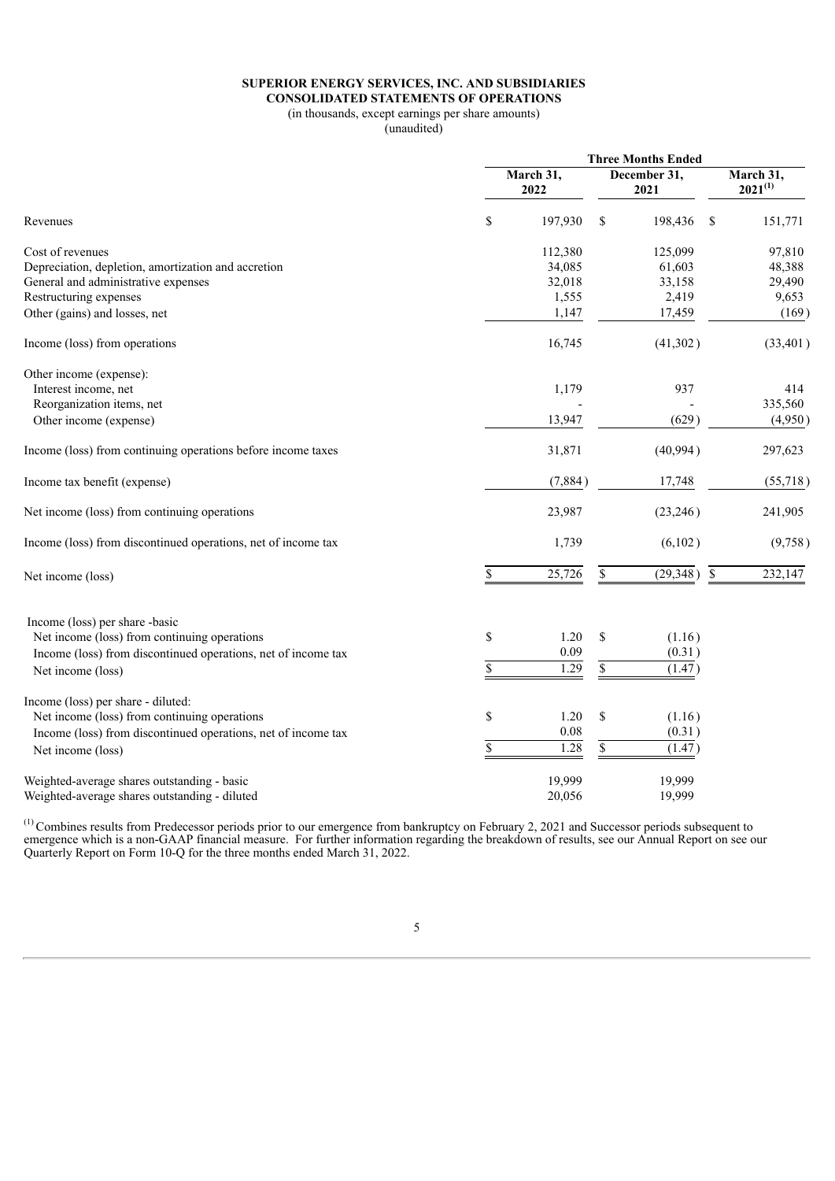**SUPERIOR ENERGY SERVICES, INC. AND SUBSIDIARIES**
**CONSOLIDATED STATEMENTS OF OPERATIONS**
(in thousands, except earnings per share amounts)
(unaudited)

| | Three Months Ended | | |
|---|---|---|---|
| | March 31, 2022 | December 31, 2021 | March 31, 2021[1] |
| Revenues | $ 197,930 | $ 198,436 | $ 151,771 |
| Cost of revenues | 112,380 | 125,099 | 97,810 |
| Depreciation, depletion, amortization and accretion | 34,085 | 61,603 | 48,388 |
| General and administrative expenses | 32,018 | 33,158 | 29,490 |
| Restructuring expenses | 1,555 | 2,419 | 9,653 |
| Other (gains) and losses, net | 1,147 | 17,459 | (169) |
| Income (loss) from operations | 16,745 | (41,302) | (33,401) |
| Other income (expense): | | | |
| Interest income, net | 1,179 | 937 | 414 |
| Reorganization items, net | - | - | 335,560 |
| Other income (expense) | 13,947 | (629) | (4,950) |
| Income (loss) from continuing operations before income taxes | 31,871 | (40,994) | 297,623 |
| Income tax benefit (expense) | (7,884) | 17,748 | (55,718) |
| Net income (loss) from continuing operations | 23,987 | (23,246) | 241,905 |
| Income (loss) from discontinued operations, net of income tax | 1,739 | (6,102) | (9,758) |
| Net income (loss) | $ 25,726 | $ (29,348) | $ 232,147 |
| Income (loss) per share -basic | | | |
| Net income (loss) from continuing operations | $ 1.20 | $ (1.16) | |
| Income (loss) from discontinued operations, net of income tax | 0.09 | (0.31) | |
| Net income (loss) | $ 1.29 | $ (1.47) | |
| Income (loss) per share - diluted: | | | |
| Net income (loss) from continuing operations | $ 1.20 | $ (1.16) | |
| Income (loss) from discontinued operations, net of income tax | 0.08 | (0.31) | |
| Net income (loss) | $ 1.28 | $ (1.47) | |
| Weighted-average shares outstanding - basic | 19,999 | 19,999 | |
| Weighted-average shares outstanding - diluted | 20,056 | 19,999 | |

[1] Combines results from Predecessor periods prior to our emergence from bankruptcy on February 2, 2021 and Successor periods subsequent to emergence which is a non-GAAP financial measure. For further information regarding the breakdown of results, see our Annual Report on see our Quarterly Report on Form 10-Q for the three months ended March 31, 2022.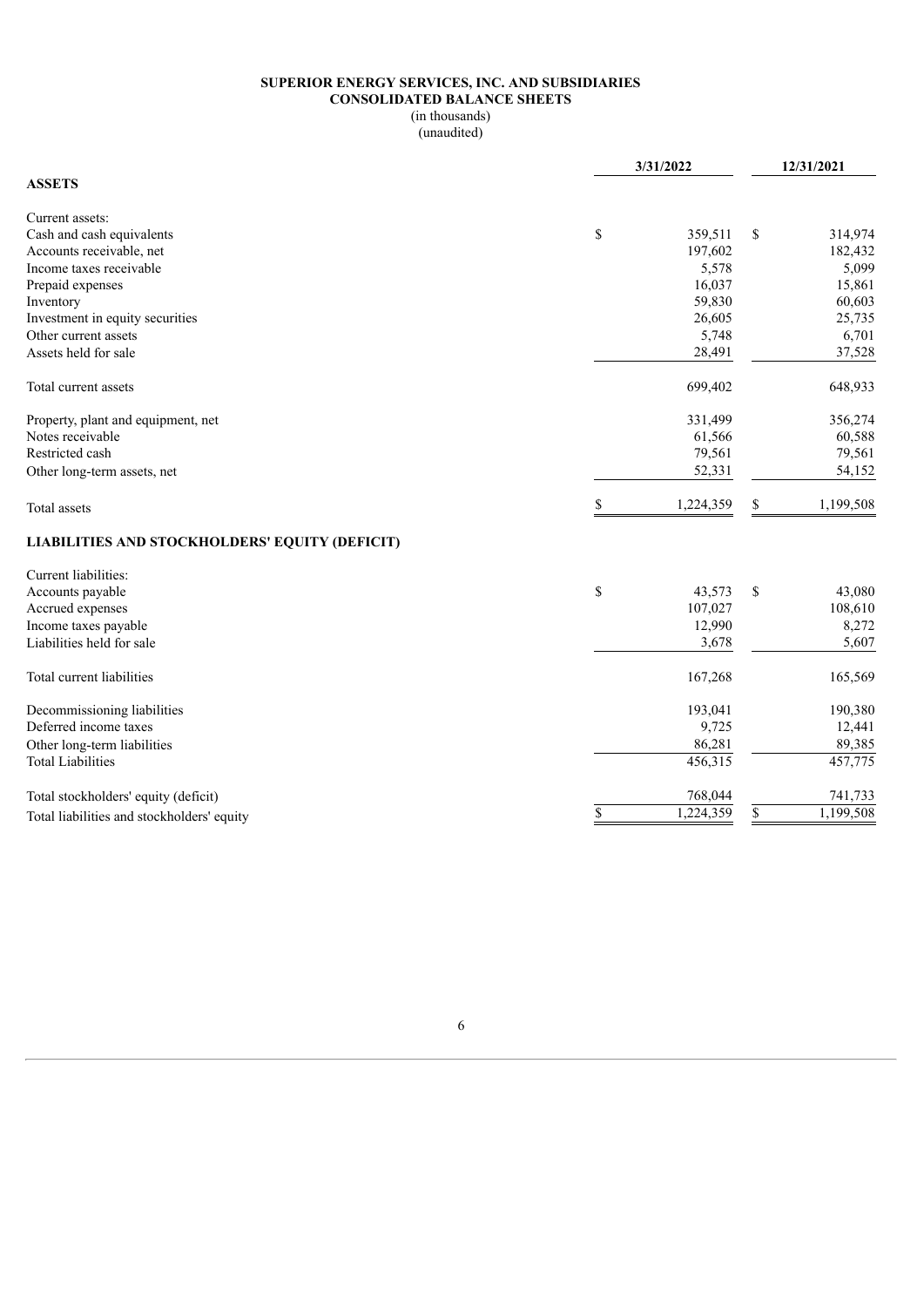**SUPERIOR ENERGY SERVICES, INC. AND SUBSIDIARIES**
**CONSOLIDATED BALANCE SHEETS**
(in thousands)
(unaudited)

| | 3/31/2022 | 12/31/2021 |
|---|---|---|
| **ASSETS** | | |
| Current assets: | | |
| Cash and cash equivalents | $ 359,511 | $ 314,974 |
| Accounts receivable, net | 197,602 | 182,432 |
| Income taxes receivable | 5,578 | 5,099 |
| Prepaid expenses | 16,037 | 15,861 |
| Inventory | 59,830 | 60,603 |
| Investment in equity securities | 26,605 | 25,735 |
| Other current assets | 5,748 | 6,701 |
| Assets held for sale | 28,491 | 37,528 |
| Total current assets | 699,402 | 648,933 |
| Property, plant and equipment, net | 331,499 | 356,274 |
| Notes receivable | 61,566 | 60,588 |
| Restricted cash | 79,561 | 79,561 |
| Other long-term assets, net | 52,331 | 54,152 |
| Total assets | $ 1,224,359 | $ 1,199,508 |
| **LIABILITIES AND STOCKHOLDERS' EQUITY (DEFICIT)** | | |
| Current liabilities: | | |
| Accounts payable | $ 43,573 | $ 43,080 |
| Accrued expenses | 107,027 | 108,610 |
| Income taxes payable | 12,990 | 8,272 |
| Liabilities held for sale | 3,678 | 5,607 |
| Total current liabilities | 167,268 | 165,569 |
| Decommissioning liabilities | 193,041 | 190,380 |
| Deferred income taxes | 9,725 | 12,441 |
| Other long-term liabilities | 86,281 | 89,385 |
| Total Liabilities | 456,315 | 457,775 |
| Total stockholders' equity (deficit) | 768,044 | 741,733 |
| Total liabilities and stockholders' equity | $ 1,224,359 | $ 1,199,508 |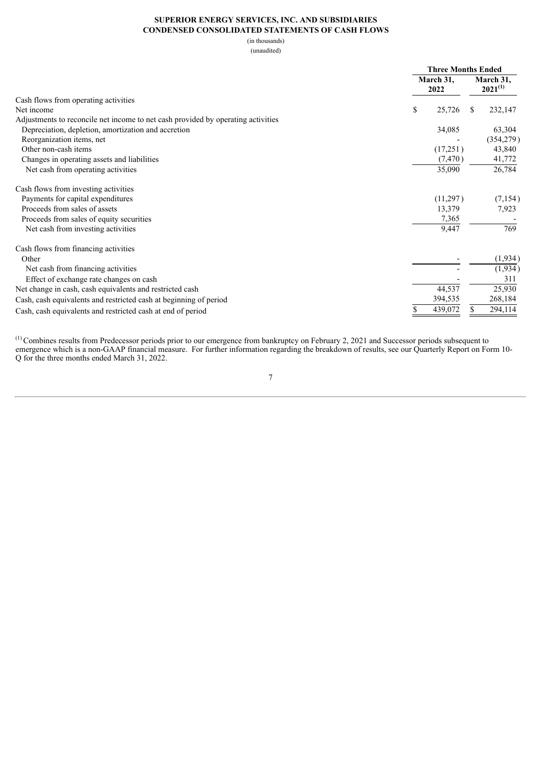**SUPERIOR ENERGY SERVICES, INC. AND SUBSIDIARIES**
**CONDENSED CONSOLIDATED STATEMENTS OF CASH FLOWS**

(in thousands)
(unaudited)

| | Three Months Ended | |
|---|---|---|
| | March 31, 2022 | March 31, 2021[(1)] |
| Cash flows from operating activities | | |
| Net income | $ 25,726 | $ 232,147 |
| Adjustments to reconcile net income to net cash provided by operating activities | | |
| Depreciation, depletion, amortization and accretion | 34,085 | 63,304 |
| Reorganization items, net | - | (354,279) |
| Other non-cash items | (17,251) | 43,840 |
| Changes in operating assets and liabilities | (7,470) | 41,772 |
| Net cash from operating activities | 35,090 | 26,784 |
| Cash flows from investing activities | | |
| Payments for capital expenditures | (11,297) | (7,154) |
| Proceeds from sales of assets | 13,379 | 7,923 |
| Proceeds from sales of equity securities | 7,365 | - |
| Net cash from investing activities | 9,447 | 769 |
| Cash flows from financing activities | | |
| Other | - | (1,934) |
| Net cash from financing activities | - | (1,934) |
| Effect of exchange rate changes on cash | - | 311 |
| Net change in cash, cash equivalents and restricted cash | 44,537 | 25,930 |
| Cash, cash equivalents and restricted cash at beginning of period | 394,535 | 268,184 |
| Cash, cash equivalents and restricted cash at end of period | $ 439,072 | $ 294,114 |

[(1)] Combines results from Predecessor periods prior to our emergence from bankruptcy on February 2, 2021 and Successor periods subsequent to emergence which is a non-GAAP financial measure. For further information regarding the breakdown of results, see our Quarterly Report on Form 10-Q for the three months ended March 31, 2022.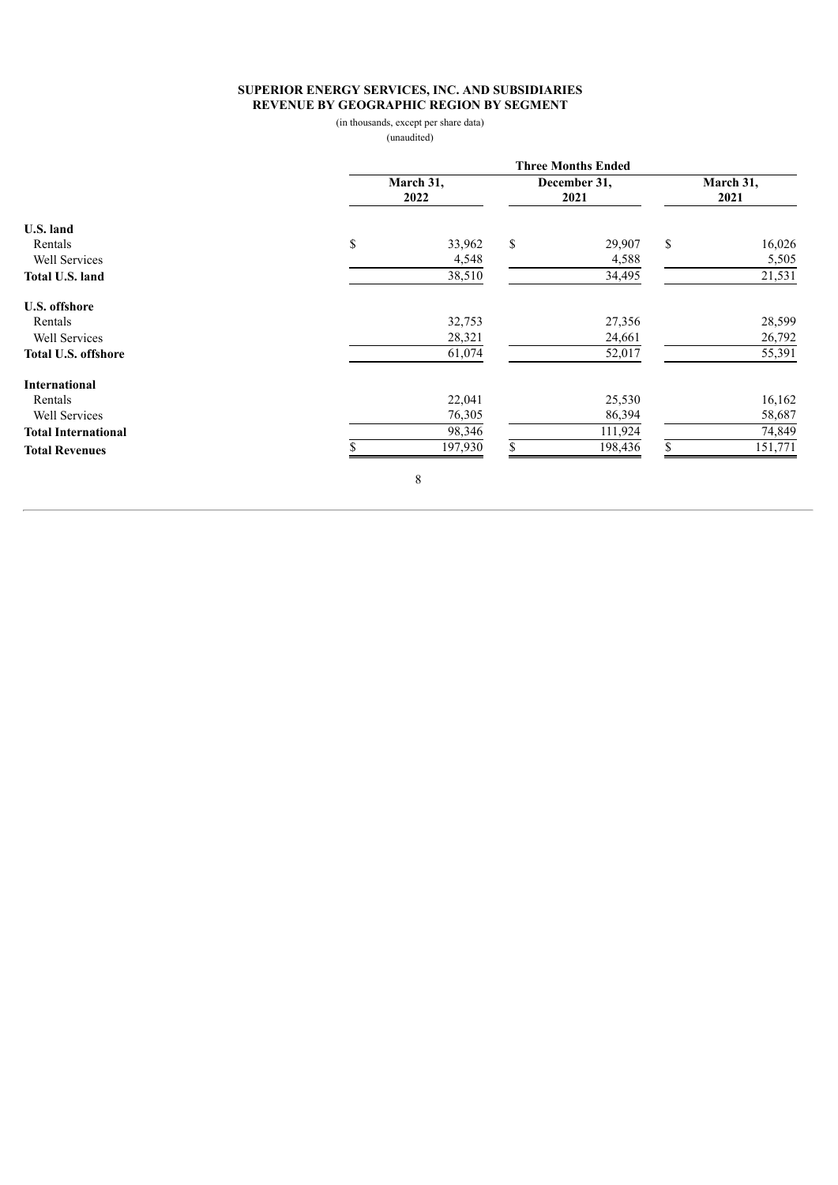**SUPERIOR ENERGY SERVICES, INC. AND SUBSIDIARIES**
**REVENUE BY GEOGRAPHIC REGION BY SEGMENT**

(in thousands, except per share data)
(unaudited)

| | Three Months Ended | | |
|---|---|---|---|
| | March 31, 2022 | December 31, 2021 | March 31, 2021 |
| **U.S. land** | | | |
| Rentals | $ 33,962 | $ 29,907 | $ 16,026 |
| Well Services | 4,548 | 4,588 | 5,505 |
| **Total U.S. land** | 38,510 | 34,495 | 21,531 |
| **U.S. offshore** | | | |
| Rentals | 32,753 | 27,356 | 28,599 |
| Well Services | 28,321 | 24,661 | 26,792 |
| **Total U.S. offshore** | 61,074 | 52,017 | 55,391 |
| **International** | | | |
| Rentals | 22,041 | 25,530 | 16,162 |
| Well Services | 76,305 | 86,394 | 58,687 |
| **Total International** | 98,346 | 111,924 | 74,849 |
| **Total Revenues** | $ 197,930 | $ 198,436 | $ 151,771 |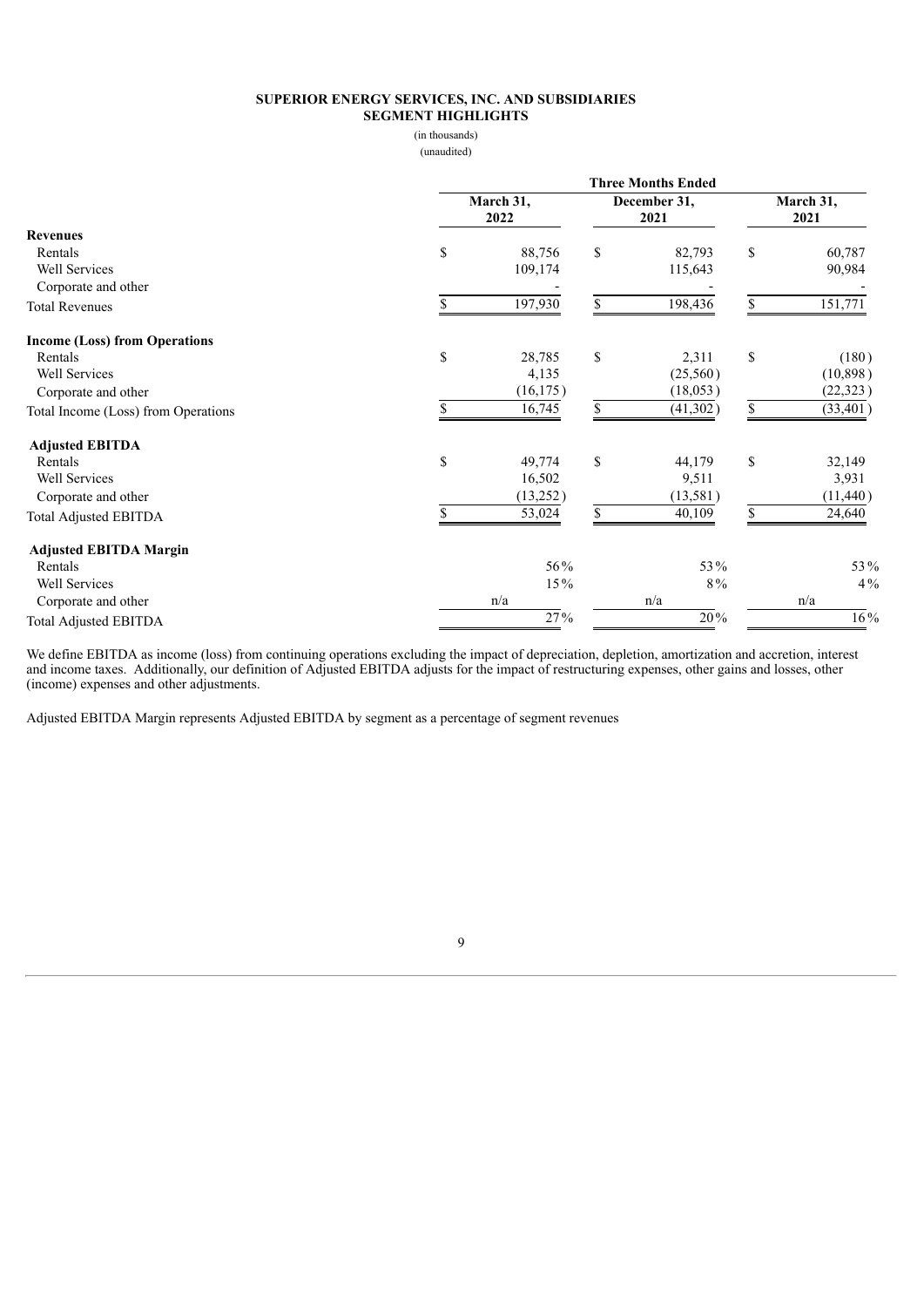**SUPERIOR ENERGY SERVICES, INC. AND SUBSIDIARIES**
**SEGMENT HIGHLIGHTS**

(in thousands)
(unaudited)

| | Three Months Ended | | |
|---|---|---|---|
| | March 31, 2022 | December 31, 2021 | March 31, 2021 |
| **Revenues** | | | |
| Rentals | $ 88,756 | $ 82,793 | $ 60,787 |
| Well Services | 109,174 | 115,643 | 90,984 |
| Corporate and other | - | - | - |
| Total Revenues | $ 197,930 | $ 198,436 | $ 151,771 |
| **Income (Loss) from Operations** | | | |
| Rentals | $ 28,785 | $ 2,311 | $ (180) |
| Well Services | 4,135 | (25,560) | (10,898) |
| Corporate and other | (16,175) | (18,053) | (22,323) |
| Total Income (Loss) from Operations | $ 16,745 | $ (41,302) | $ (33,401) |
| **Adjusted EBITDA** | | | |
| Rentals | $ 49,774 | $ 44,179 | $ 32,149 |
| Well Services | 16,502 | 9,511 | 3,931 |
| Corporate and other | (13,252) | (13,581) | (11,440) |
| Total Adjusted EBITDA | $ 53,024 | $ 40,109 | $ 24,640 |
| **Adjusted EBITDA Margin** | | | |
| Rentals | 56% | 53% | 53% |
| Well Services | 15% | 8% | 4% |
| Corporate and other | n/a | n/a | n/a |
| Total Adjusted EBITDA | 27% | 20% | 16% |

We define EBITDA as income (loss) from continuing operations excluding the impact of depreciation, depletion, amortization and accretion, interest and income taxes. Additionally, our definition of Adjusted EBITDA adjusts for the impact of restructuring expenses, other gains and losses, other (income) expenses and other adjustments.

Adjusted EBITDA Margin represents Adjusted EBITDA by segment as a percentage of segment revenues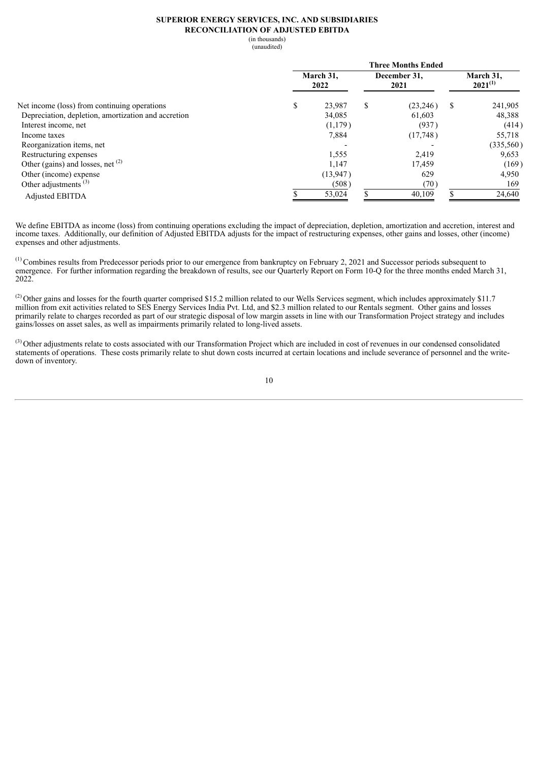**SUPERIOR ENERGY SERVICES, INC. AND SUBSIDIARIES**
**RECONCILIATION OF ADJUSTED EBITDA**
(in thousands)
(unaudited)

| | Three Months Ended | | |
|---|---|---|---|
| | March 31, 2022 | December 31, 2021 | March 31, 2021[(1)] |
| Net income (loss) from continuing operations | $ 23,987 | $ (23,246) | $ 241,905 |
| Depreciation, depletion, amortization and accretion | 34,085 | 61,603 | 48,388 |
| Interest income, net | (1,179) | (937) | (414) |
| Income taxes | 7,884 | (17,748) | 55,718 |
| Reorganization items, net | - | - | (335,560) |
| Restructuring expenses | 1,555 | 2,419 | 9,653 |
| Other (gains) and losses, net [(2)] | 1,147 | 17,459 | (169) |
| Other (income) expense | (13,947) | 629 | 4,950 |
| Other adjustments [(3)] | (508) | (70) | 169 |
| Adjusted EBITDA | $ 53,024 | $ 40,109 | $ 24,640 |

We define EBITDA as income (loss) from continuing operations excluding the impact of depreciation, depletion, amortization and accretion, interest and income taxes. Additionally, our definition of Adjusted EBITDA adjusts for the impact of restructuring expenses, other gains and losses, other (income) expenses and other adjustments.

[(1)] Combines results from Predecessor periods prior to our emergence from bankruptcy on February 2, 2021 and Successor periods subsequent to emergence. For further information regarding the breakdown of results, see our Quarterly Report on Form 10-Q for the three months ended March 31, 2022.

[(2)] Other gains and losses for the fourth quarter comprised $15.2 million related to our Wells Services segment, which includes approximately $11.7 million from exit activities related to SES Energy Services India Pvt. Ltd, and $2.3 million related to our Rentals segment. Other gains and losses primarily relate to charges recorded as part of our strategic disposal of low margin assets in line with our Transformation Project strategy and includes gains/losses on asset sales, as well as impairments primarily related to long-lived assets.

[(3)] Other adjustments relate to costs associated with our Transformation Project which are included in cost of revenues in our condensed consolidated statements of operations. These costs primarily relate to shut down costs incurred at certain locations and include severance of personnel and the write-down of inventory.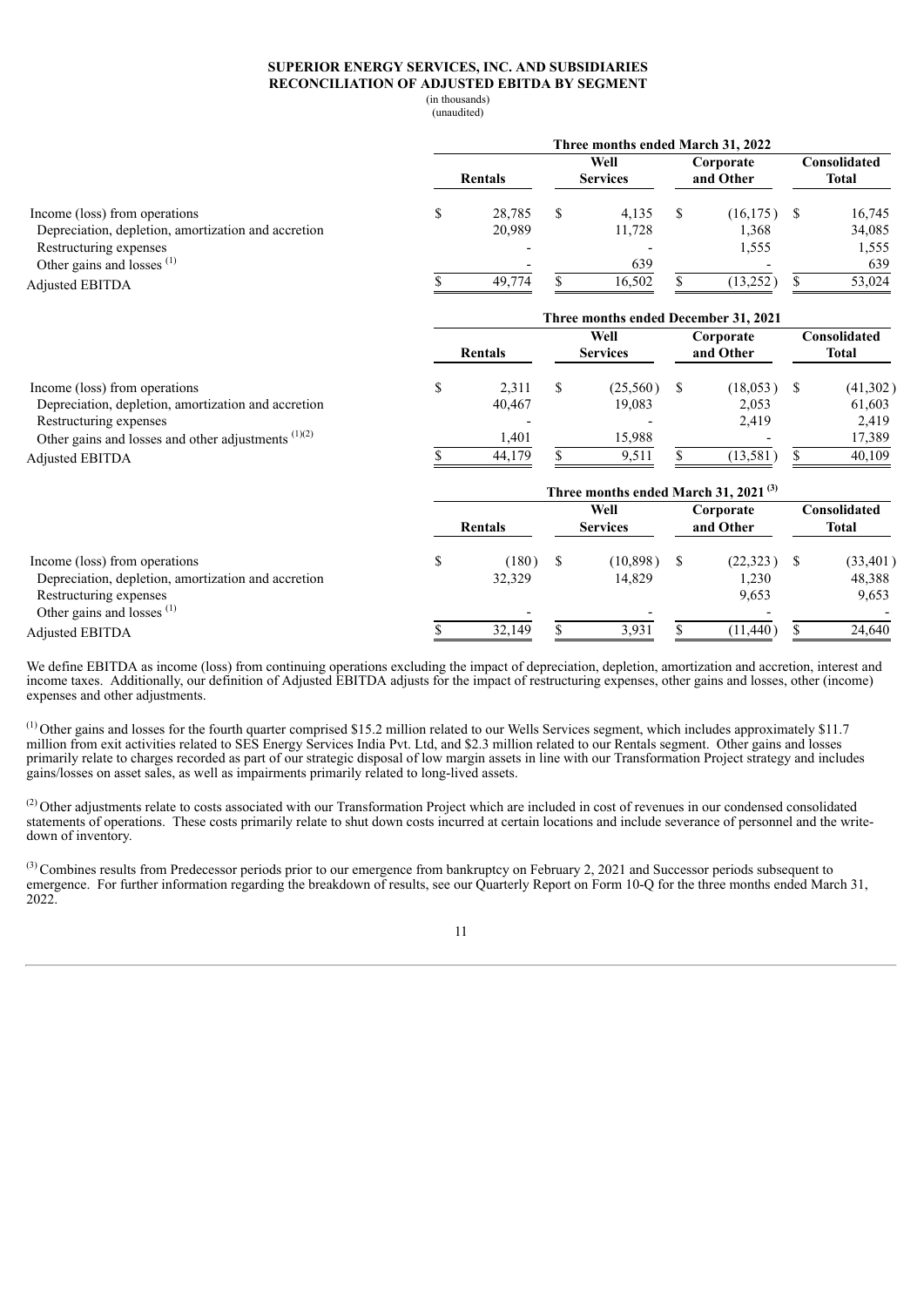**SUPERIOR ENERGY SERVICES, INC. AND SUBSIDIARIES**
**RECONCILIATION OF ADJUSTED EBITDA BY SEGMENT**
(in thousands)
(unaudited)

| | Three months ended March 31, 2022 | | | |
|---|---|---|---|---|
| | Rentals | Well Services | Corporate and Other | Consolidated Total |
| Income (loss) from operations | $ 28,785 | $ 4,135 | $ (16,175) | $ 16,745 |
| Depreciation, depletion, amortization and accretion | 20,989 | 11,728 | 1,368 | 34,085 |
| Restructuring expenses | - | - | 1,555 | 1,555 |
| Other gains and losses [(1)] | - | 639 | - | 639 |
| Adjusted EBITDA | $ 49,774 | $ 16,502 | $ (13,252) | $ 53,024 |

| | Three months ended December 31, 2021 | | | |
|---|---|---|---|---|
| | Rentals | Well Services | Corporate and Other | Consolidated Total |
| Income (loss) from operations | $ 2,311 | $ (25,560) | $ (18,053) | $ (41,302) |
| Depreciation, depletion, amortization and accretion | 40,467 | 19,083 | 2,053 | 61,603 |
| Restructuring expenses | - | - | 2,419 | 2,419 |
| Other gains and losses and other adjustments [(1)(2)] | 1,401 | 15,988 | - | 17,389 |
| Adjusted EBITDA | $ 44,179 | $ 9,511 | $ (13,581) | $ 40,109 |

| | Three months ended March 31, 2021 [(3)] | | | |
|---|---|---|---|---|
| | Rentals | Well Services | Corporate and Other | Consolidated Total |
| Income (loss) from operations | $ (180) | $ (10,898) | $ (22,323) | $ (33,401) |
| Depreciation, depletion, amortization and accretion | 32,329 | 14,829 | 1,230 | 48,388 |
| Restructuring expenses | | | 9,653 | 9,653 |
| Other gains and losses [(1)] | - | - | - | - |
| Adjusted EBITDA | $ 32,149 | $ 3,931 | $ (11,440) | $ 24,640 |

We define EBITDA as income (loss) from continuing operations excluding the impact of depreciation, depletion, amortization and accretion, interest and income taxes. Additionally, our definition of Adjusted EBITDA adjusts for the impact of restructuring expenses, other gains and losses, other (income) expenses and other adjustments.

[(1)] Other gains and losses for the fourth quarter comprised $15.2 million related to our Wells Services segment, which includes approximately $11.7 million from exit activities related to SES Energy Services India Pvt. Ltd, and $2.3 million related to our Rentals segment. Other gains and losses primarily relate to charges recorded as part of our strategic disposal of low margin assets in line with our Transformation Project strategy and includes gains/losses on asset sales, as well as impairments primarily related to long-lived assets.

[(2)] Other adjustments relate to costs associated with our Transformation Project which are included in cost of revenues in our condensed consolidated statements of operations. These costs primarily relate to shut down costs incurred at certain locations and include severance of personnel and the write-down of inventory.

[(3)] Combines results from Predecessor periods prior to our emergence from bankruptcy on February 2, 2021 and Successor periods subsequent to emergence. For further information regarding the breakdown of results, see our Quarterly Report on Form 10-Q for the three months ended March 31, 2022.